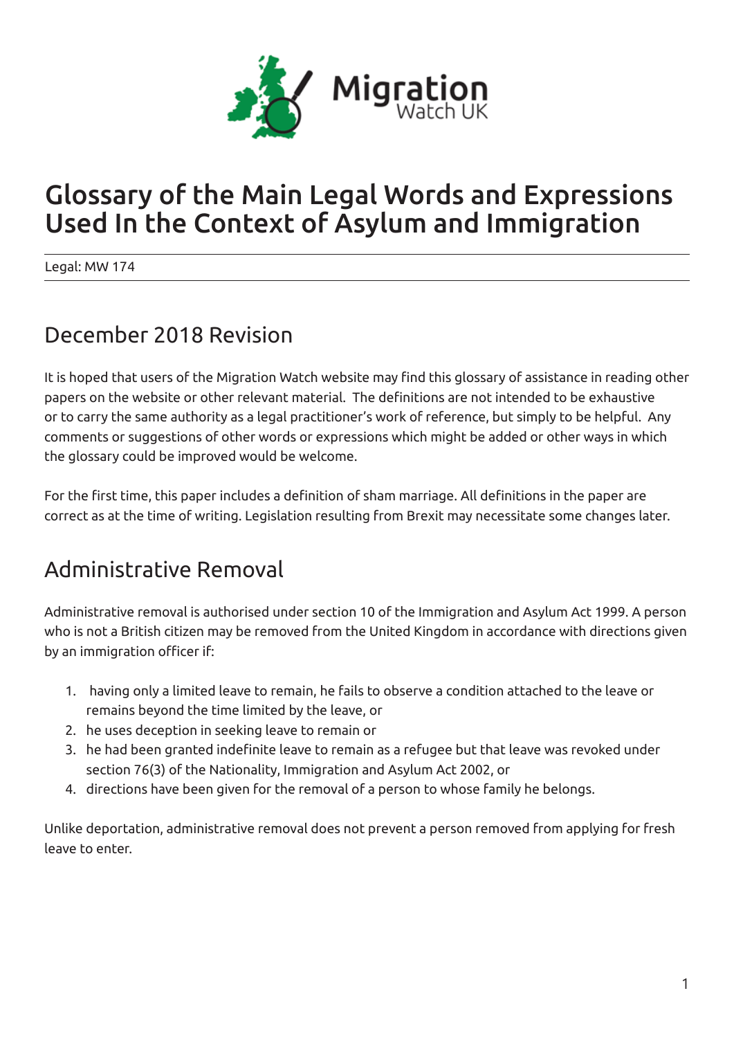# Glossary of the Main Legal Words and Expressions Used In the Context of Asylum and Immigration

Legal: MW 174

## December 2018 Revision

It is hoped that users of the Migration Watch website may find this glossary of assistance in reading other papers on the website or other relevant material. The definitions are not intended to be exhaustive or to carry the same authority as a legal practitioner's work of reference, but simply to be helpful. Any comments or suggestions of other words or expressions which might be added or other ways in which the glossary could be improved would be welcome.

For the first time, this paper includes a definition of sham marriage. All definitions in the paper are correct as at the time of writing. Legislation resulting from Brexit may necessitate some changes later.

## Administrative Removal

Administrative removal is authorised under section 10 of the Immigration and Asylum Act 1999. A person who is not a British citizen may be removed from the United Kingdom in accordance with directions given by an immigration officer if:

1. having only a limited leave to remain, he fails to observe a condition attached to the leave or remains beyond the time limited by the leave, or
2. he uses deception in seeking leave to remain or
3. he had been granted indefinite leave to remain as a refugee but that leave was revoked under section 76(3) of the Nationality, Immigration and Asylum Act 2002, or
4. directions have been given for the removal of a person to whose family he belongs.

Unlike deportation, administrative removal does not prevent a person removed from applying for fresh leave to enter.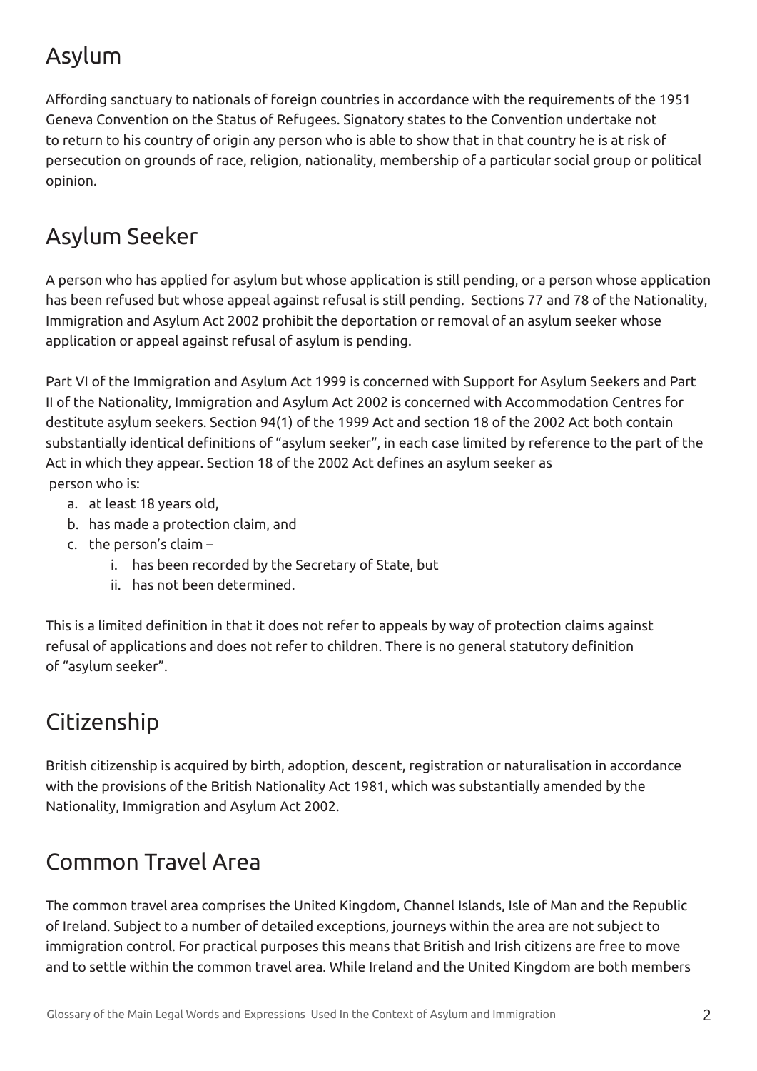## Asylum

Affording sanctuary to nationals of foreign countries in accordance with the requirements of the 1951 Geneva Convention on the Status of Refugees. Signatory states to the Convention undertake not to return to his country of origin any person who is able to show that in that country he is at risk of persecution on grounds of race, religion, nationality, membership of a particular social group or political opinion.

## Asylum Seeker

A person who has applied for asylum but whose application is still pending, or a person whose application has been refused but whose appeal against refusal is still pending. Sections 77 and 78 of the Nationality, Immigration and Asylum Act 2002 prohibit the deportation or removal of an asylum seeker whose application or appeal against refusal of asylum is pending.

Part VI of the Immigration and Asylum Act 1999 is concerned with Support for Asylum Seekers and Part II of the Nationality, Immigration and Asylum Act 2002 is concerned with Accommodation Centres for destitute asylum seekers. Section 94(1) of the 1999 Act and section 18 of the 2002 Act both contain substantially identical definitions of "asylum seeker", in each case limited by reference to the part of the Act in which they appear. Section 18 of the 2002 Act defines an asylum seeker as person who is:

a. at least 18 years old,
b. has made a protection claim, and
c. the person's claim –
   i. has been recorded by the Secretary of State, but
   ii. has not been determined.

This is a limited definition in that it does not refer to appeals by way of protection claims against refusal of applications and does not refer to children. There is no general statutory definition of "asylum seeker".

## Citizenship

British citizenship is acquired by birth, adoption, descent, registration or naturalisation in accordance with the provisions of the British Nationality Act 1981, which was substantially amended by the Nationality, Immigration and Asylum Act 2002.

## Common Travel Area

The common travel area comprises the United Kingdom, Channel Islands, Isle of Man and the Republic of Ireland. Subject to a number of detailed exceptions, journeys within the area are not subject to immigration control. For practical purposes this means that British and Irish citizens are free to move and to settle within the common travel area. While Ireland and the United Kingdom are both members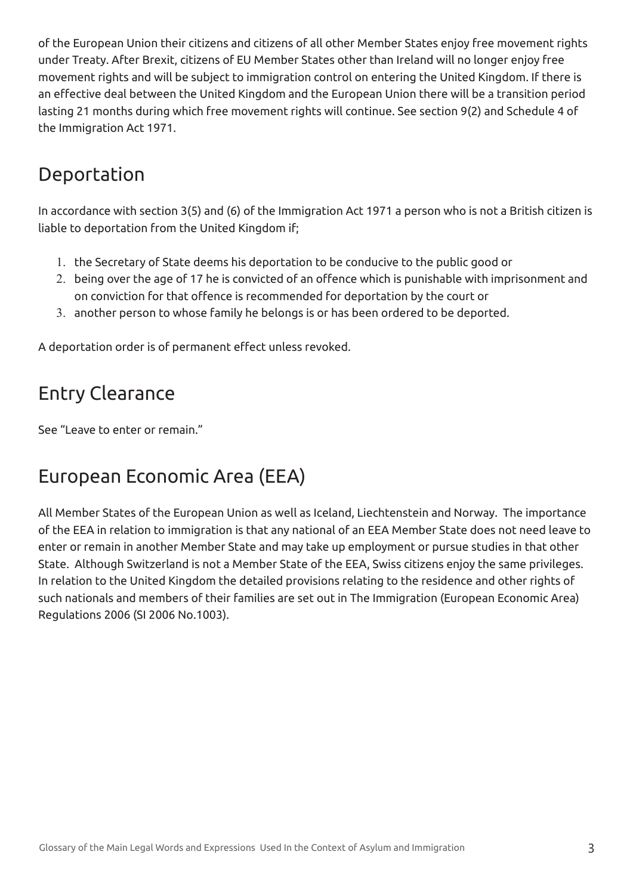of the European Union their citizens and citizens of all other Member States enjoy free movement rights under Treaty. After Brexit, citizens of EU Member States other than Ireland will no longer enjoy free movement rights and will be subject to immigration control on entering the United Kingdom. If there is an effective deal between the United Kingdom and the European Union there will be a transition period lasting 21 months during which free movement rights will continue. See section 9(2) and Schedule 4 of the Immigration Act 1971.

## Deportation

In accordance with section 3(5) and (6) of the Immigration Act 1971 a person who is not a British citizen is liable to deportation from the United Kingdom if;

1. the Secretary of State deems his deportation to be conducive to the public good or
2. being over the age of 17 he is convicted of an offence which is punishable with imprisonment and on conviction for that offence is recommended for deportation by the court or
3. another person to whose family he belongs is or has been ordered to be deported.

A deportation order is of permanent effect unless revoked.

## Entry Clearance

See "Leave to enter or remain."

## European Economic Area (EEA)

All Member States of the European Union as well as Iceland, Liechtenstein and Norway. The importance of the EEA in relation to immigration is that any national of an EEA Member State does not need leave to enter or remain in another Member State and may take up employment or pursue studies in that other State. Although Switzerland is not a Member State of the EEA, Swiss citizens enjoy the same privileges. In relation to the United Kingdom the detailed provisions relating to the residence and other rights of such nationals and members of their families are set out in The Immigration (European Economic Area) Regulations 2006 (SI 2006 No.1003).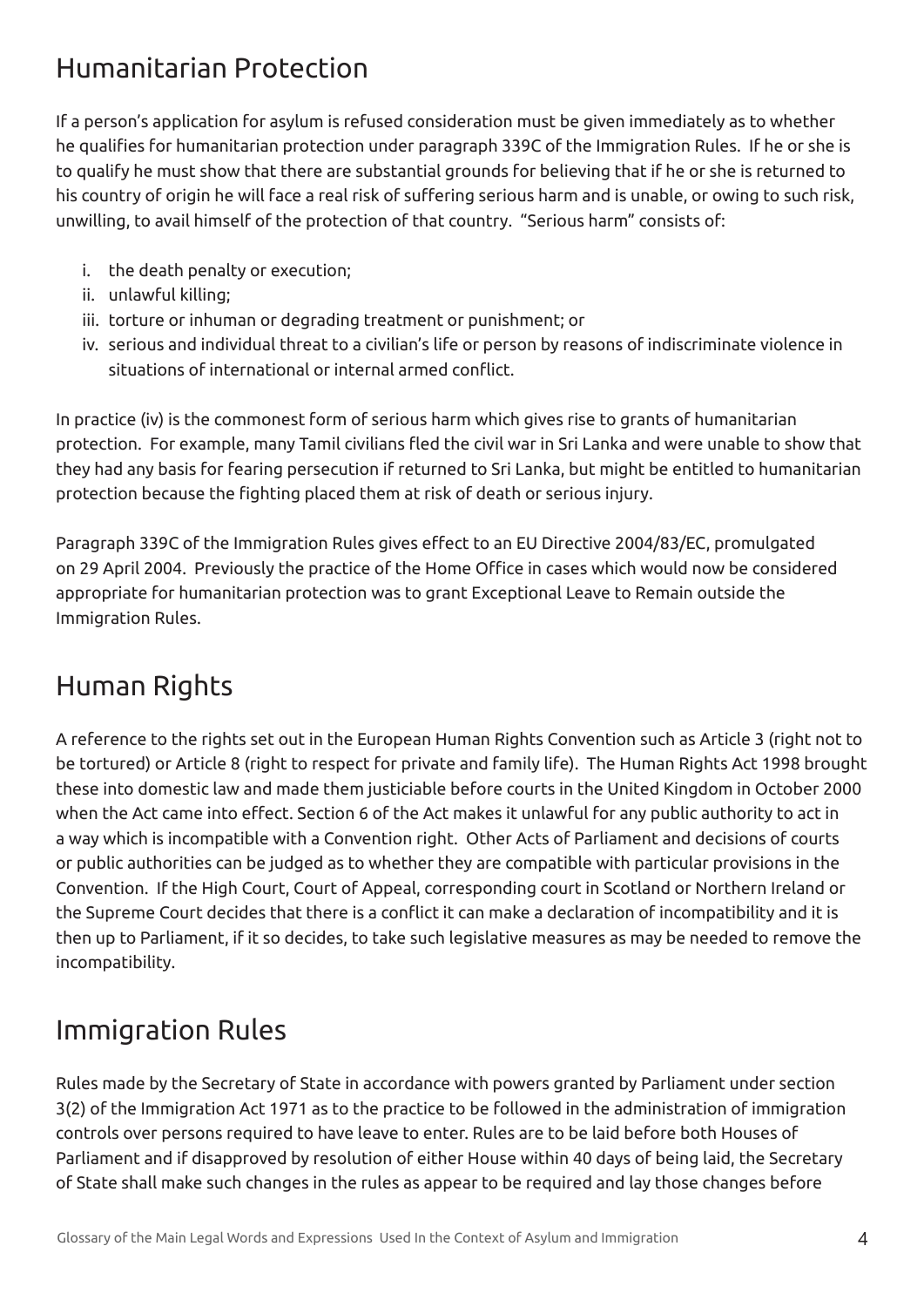## Humanitarian Protection

If a person's application for asylum is refused consideration must be given immediately as to whether he qualifies for humanitarian protection under paragraph 339C of the Immigration Rules. If he or she is to qualify he must show that there are substantial grounds for believing that if he or she is returned to his country of origin he will face a real risk of suffering serious harm and is unable, or owing to such risk, unwilling, to avail himself of the protection of that country. "Serious harm" consists of:

i. the death penalty or execution;
ii. unlawful killing;
iii. torture or inhuman or degrading treatment or punishment; or
iv. serious and individual threat to a civilian's life or person by reasons of indiscriminate violence in situations of international or internal armed conflict.

In practice (iv) is the commonest form of serious harm which gives rise to grants of humanitarian protection. For example, many Tamil civilians fled the civil war in Sri Lanka and were unable to show that they had any basis for fearing persecution if returned to Sri Lanka, but might be entitled to humanitarian protection because the fighting placed them at risk of death or serious injury.

Paragraph 339C of the Immigration Rules gives effect to an EU Directive 2004/83/EC, promulgated on 29 April 2004. Previously the practice of the Home Office in cases which would now be considered appropriate for humanitarian protection was to grant Exceptional Leave to Remain outside the Immigration Rules.

## Human Rights

A reference to the rights set out in the European Human Rights Convention such as Article 3 (right not to be tortured) or Article 8 (right to respect for private and family life). The Human Rights Act 1998 brought these into domestic law and made them justiciable before courts in the United Kingdom in October 2000 when the Act came into effect. Section 6 of the Act makes it unlawful for any public authority to act in a way which is incompatible with a Convention right. Other Acts of Parliament and decisions of courts or public authorities can be judged as to whether they are compatible with particular provisions in the Convention. If the High Court, Court of Appeal, corresponding court in Scotland or Northern Ireland or the Supreme Court decides that there is a conflict it can make a declaration of incompatibility and it is then up to Parliament, if it so decides, to take such legislative measures as may be needed to remove the incompatibility.

## Immigration Rules

Rules made by the Secretary of State in accordance with powers granted by Parliament under section 3(2) of the Immigration Act 1971 as to the practice to be followed in the administration of immigration controls over persons required to have leave to enter. Rules are to be laid before both Houses of Parliament and if disapproved by resolution of either House within 40 days of being laid, the Secretary of State shall make such changes in the rules as appear to be required and lay those changes before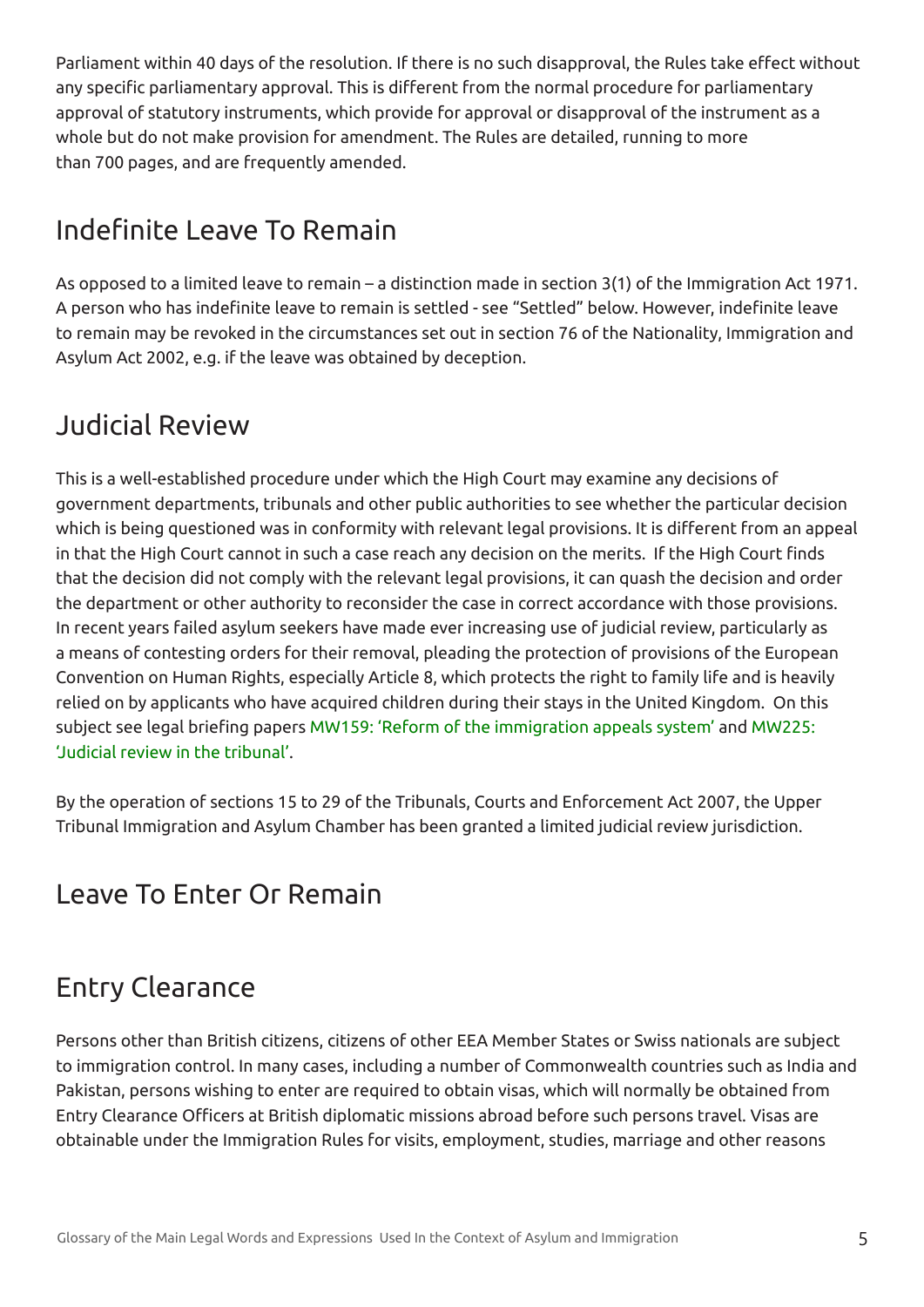Parliament within 40 days of the resolution. If there is no such disapproval, the Rules take effect without any specific parliamentary approval. This is different from the normal procedure for parliamentary approval of statutory instruments, which provide for approval or disapproval of the instrument as a whole but do not make provision for amendment. The Rules are detailed, running to more than 700 pages, and are frequently amended.

## Indefinite Leave To Remain

As opposed to a limited leave to remain – a distinction made in section 3(1) of the Immigration Act 1971. A person who has indefinite leave to remain is settled - see "Settled" below. However, indefinite leave to remain may be revoked in the circumstances set out in section 76 of the Nationality, Immigration and Asylum Act 2002, e.g. if the leave was obtained by deception.

## Judicial Review

This is a well-established procedure under which the High Court may examine any decisions of government departments, tribunals and other public authorities to see whether the particular decision which is being questioned was in conformity with relevant legal provisions. It is different from an appeal in that the High Court cannot in such a case reach any decision on the merits. If the High Court finds that the decision did not comply with the relevant legal provisions, it can quash the decision and order the department or other authority to reconsider the case in correct accordance with those provisions. In recent years failed asylum seekers have made ever increasing use of judicial review, particularly as a means of contesting orders for their removal, pleading the protection of provisions of the European Convention on Human Rights, especially Article 8, which protects the right to family life and is heavily relied on by applicants who have acquired children during their stays in the United Kingdom. On this subject see legal briefing papers MW159: 'Reform of the immigration appeals system' and MW225: 'Judicial review in the tribunal'.

By the operation of sections 15 to 29 of the Tribunals, Courts and Enforcement Act 2007, the Upper Tribunal Immigration and Asylum Chamber has been granted a limited judicial review jurisdiction.

## Leave To Enter Or Remain

## Entry Clearance

Persons other than British citizens, citizens of other EEA Member States or Swiss nationals are subject to immigration control. In many cases, including a number of Commonwealth countries such as India and Pakistan, persons wishing to enter are required to obtain visas, which will normally be obtained from Entry Clearance Officers at British diplomatic missions abroad before such persons travel. Visas are obtainable under the Immigration Rules for visits, employment, studies, marriage and other reasons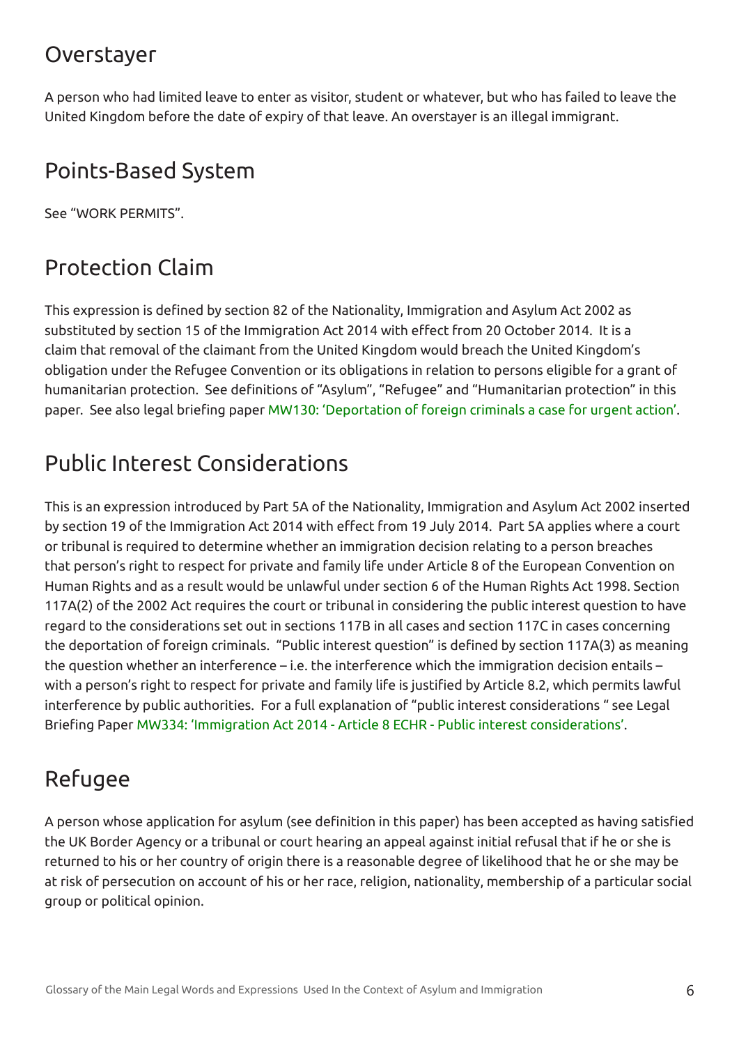## Overstayer

A person who had limited leave to enter as visitor, student or whatever, but who has failed to leave the United Kingdom before the date of expiry of that leave. An overstayer is an illegal immigrant.

## Points-Based System

See "WORK PERMITS".

## Protection Claim

This expression is defined by section 82 of the Nationality, Immigration and Asylum Act 2002 as substituted by section 15 of the Immigration Act 2014 with effect from 20 October 2014. It is a claim that removal of the claimant from the United Kingdom would breach the United Kingdom's obligation under the Refugee Convention or its obligations in relation to persons eligible for a grant of humanitarian protection. See definitions of "Asylum", "Refugee" and "Humanitarian protection" in this paper. See also legal briefing paper MW130: 'Deportation of foreign criminals a case for urgent action'.

## Public Interest Considerations

This is an expression introduced by Part 5A of the Nationality, Immigration and Asylum Act 2002 inserted by section 19 of the Immigration Act 2014 with effect from 19 July 2014. Part 5A applies where a court or tribunal is required to determine whether an immigration decision relating to a person breaches that person's right to respect for private and family life under Article 8 of the European Convention on Human Rights and as a result would be unlawful under section 6 of the Human Rights Act 1998. Section 117A(2) of the 2002 Act requires the court or tribunal in considering the public interest question to have regard to the considerations set out in sections 117B in all cases and section 117C in cases concerning the deportation of foreign criminals. "Public interest question" is defined by section 117A(3) as meaning the question whether an interference – i.e. the interference which the immigration decision entails – with a person's right to respect for private and family life is justified by Article 8.2, which permits lawful interference by public authorities. For a full explanation of "public interest considerations " see Legal Briefing Paper MW334: 'Immigration Act 2014 - Article 8 ECHR - Public interest considerations'.

## Refugee

A person whose application for asylum (see definition in this paper) has been accepted as having satisfied the UK Border Agency or a tribunal or court hearing an appeal against initial refusal that if he or she is returned to his or her country of origin there is a reasonable degree of likelihood that he or she may be at risk of persecution on account of his or her race, religion, nationality, membership of a particular social group or political opinion.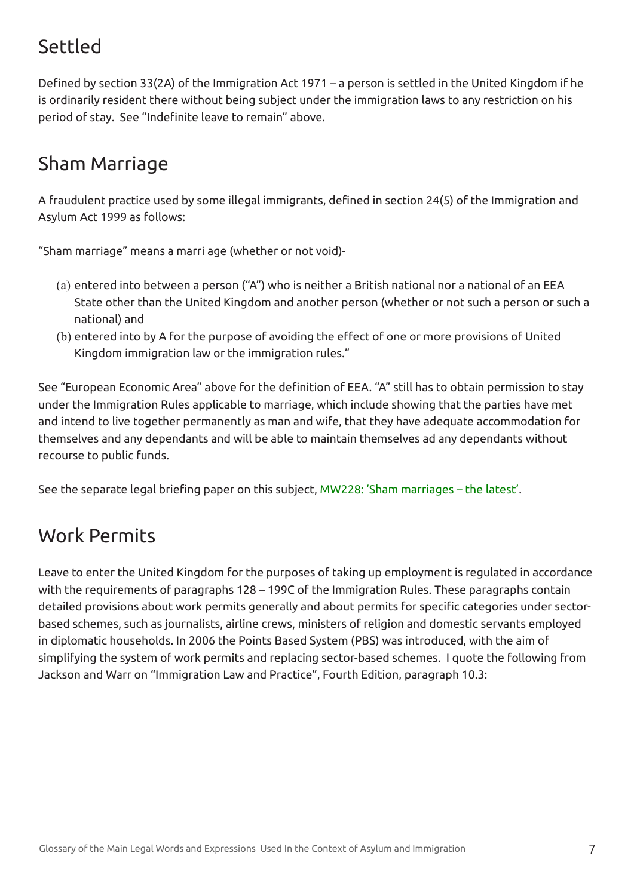## Settled

Defined by section 33(2A) of the Immigration Act 1971 – a person is settled in the United Kingdom if he is ordinarily resident there without being subject under the immigration laws to any restriction on his period of stay. See "Indefinite leave to remain" above.

## Sham Marriage

A fraudulent practice used by some illegal immigrants, defined in section 24(5) of the Immigration and Asylum Act 1999 as follows:

"Sham marriage" means a marri age (whether or not void)-

(a) entered into between a person ("A") who is neither a British national nor a national of an EEA State other than the United Kingdom and another person (whether or not such a person or such a national) and

(b) entered into by A for the purpose of avoiding the effect of one or more provisions of United Kingdom immigration law or the immigration rules."

See "European Economic Area" above for the definition of EEA. "A" still has to obtain permission to stay under the Immigration Rules applicable to marriage, which include showing that the parties have met and intend to live together permanently as man and wife, that they have adequate accommodation for themselves and any dependants and will be able to maintain themselves ad any dependants without recourse to public funds.

See the separate legal briefing paper on this subject, MW228: 'Sham marriages – the latest'.

## Work Permits

Leave to enter the United Kingdom for the purposes of taking up employment is regulated in accordance with the requirements of paragraphs 128 – 199C of the Immigration Rules. These paragraphs contain detailed provisions about work permits generally and about permits for specific categories under sector-based schemes, such as journalists, airline crews, ministers of religion and domestic servants employed in diplomatic households. In 2006 the Points Based System (PBS) was introduced, with the aim of simplifying the system of work permits and replacing sector-based schemes. I quote the following from Jackson and Warr on "Immigration Law and Practice", Fourth Edition, paragraph 10.3: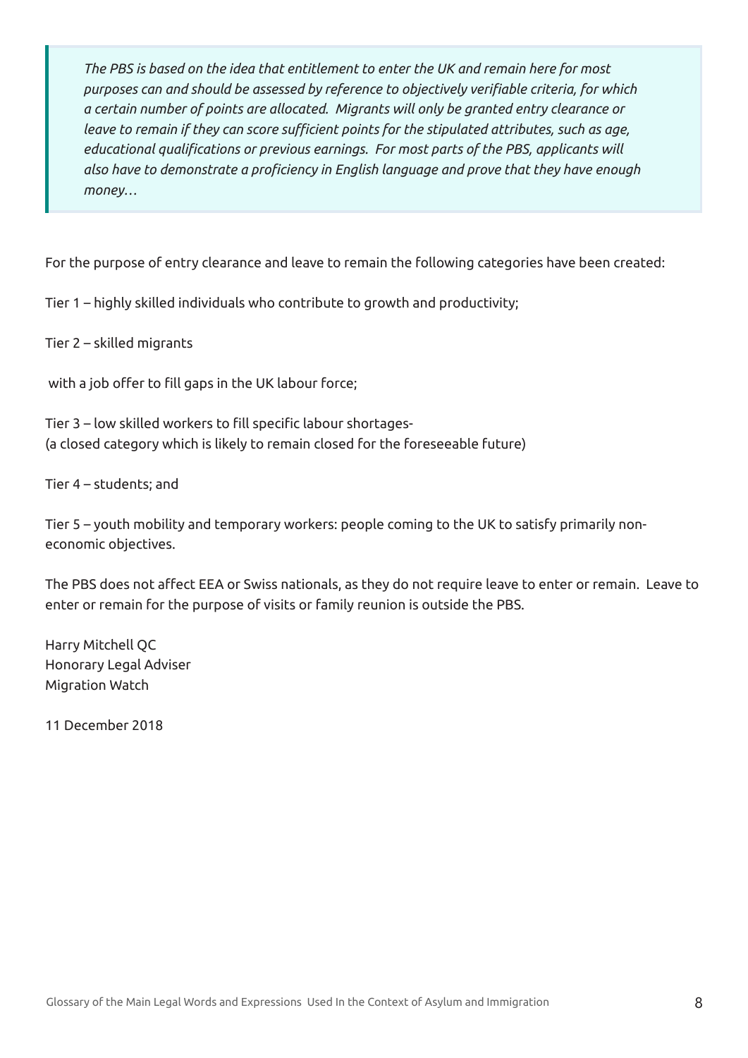> *The PBS is based on the idea that entitlement to enter the UK and remain here for most purposes can and should be assessed by reference to objectively verifiable criteria, for which a certain number of points are allocated. Migrants will only be granted entry clearance or leave to remain if they can score sufficient points for the stipulated attributes, such as age, educational qualifications or previous earnings. For most parts of the PBS, applicants will also have to demonstrate a proficiency in English language and prove that they have enough money…*

For the purpose of entry clearance and leave to remain the following categories have been created:

Tier 1 – highly skilled individuals who contribute to growth and productivity;

Tier 2 – skilled migrants

with a job offer to fill gaps in the UK labour force;

Tier 3 – low skilled workers to fill specific labour shortages-
(a closed category which is likely to remain closed for the foreseeable future)

Tier 4 – students; and

Tier 5 – youth mobility and temporary workers: people coming to the UK to satisfy primarily non-economic objectives.

The PBS does not affect EEA or Swiss nationals, as they do not require leave to enter or remain. Leave to enter or remain for the purpose of visits or family reunion is outside the PBS.

Harry Mitchell QC
Honorary Legal Adviser
Migration Watch

11 December 2018